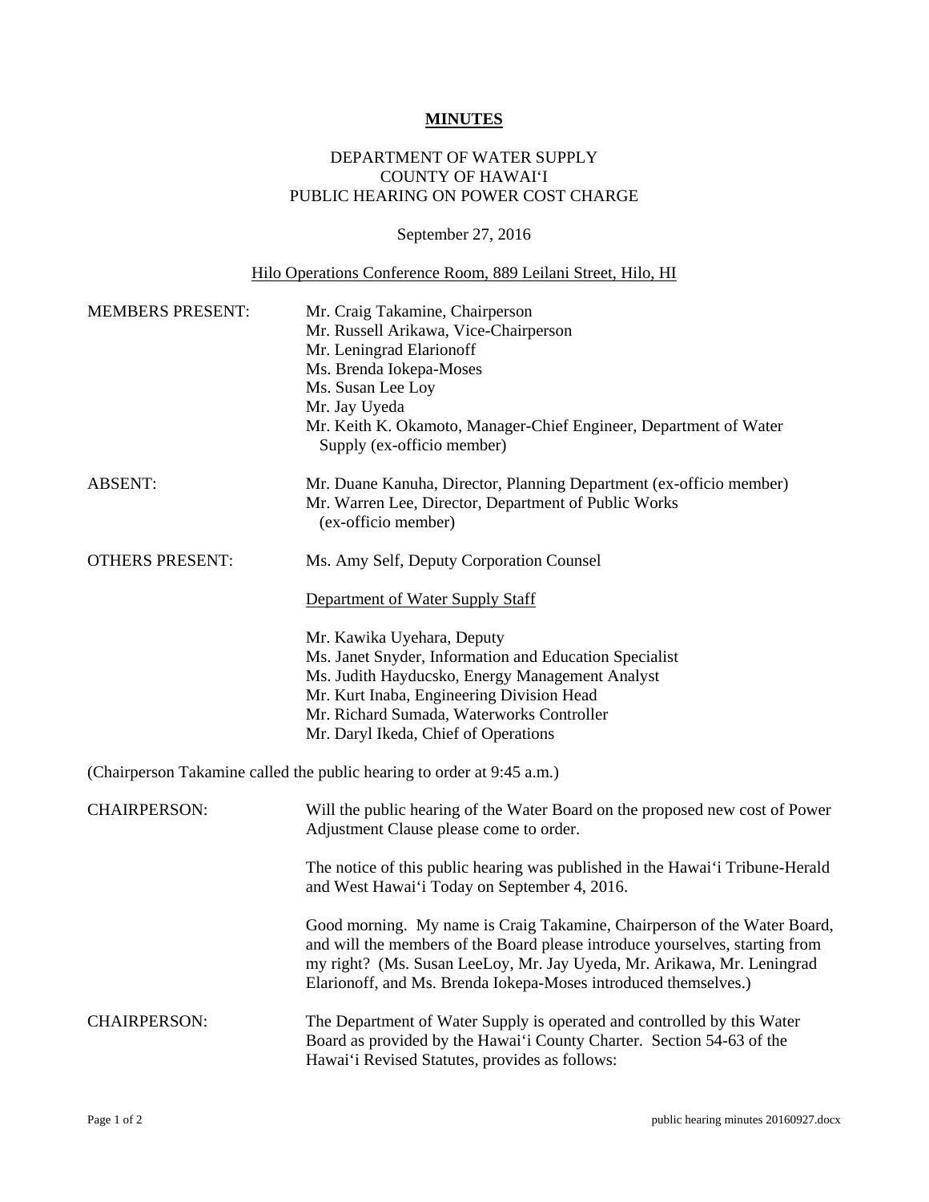# MINUTES

DEPARTMENT OF WATER SUPPLY
COUNTY OF HAWAI'I
PUBLIC HEARING ON POWER COST CHARGE

September 27, 2016

Hilo Operations Conference Room, 889 Leilani Street, Hilo, HI

| | |
|---|---|
| MEMBERS PRESENT: | Mr. Craig Takamine, Chairperson<br>Mr. Russell Arikawa, Vice-Chairperson<br>Mr. Leningrad Elarionoff<br>Ms. Brenda Iokepa-Moses<br>Ms. Susan Lee Loy<br>Mr. Jay Uyeda<br>Mr. Keith K. Okamoto, Manager-Chief Engineer, Department of Water Supply (ex-officio member) |
| ABSENT: | Mr. Duane Kanuha, Director, Planning Department (ex-officio member)<br>Mr. Warren Lee, Director, Department of Public Works (ex-officio member) |
| OTHERS PRESENT: | Ms. Amy Self, Deputy Corporation Counsel<br><br>Department of Water Supply Staff<br><br>Mr. Kawika Uyehara, Deputy<br>Ms. Janet Snyder, Information and Education Specialist<br>Ms. Judith Hayducsko, Energy Management Analyst<br>Mr. Kurt Inaba, Engineering Division Head<br>Mr. Richard Sumada, Waterworks Controller<br>Mr. Daryl Ikeda, Chief of Operations |

(Chairperson Takamine called the public hearing to order at 9:45 a.m.)

CHAIRPERSON: Will the public hearing of the Water Board on the proposed new cost of Power Adjustment Clause please come to order.

The notice of this public hearing was published in the Hawai'i Tribune-Herald and West Hawai'i Today on September 4, 2016.

Good morning. My name is Craig Takamine, Chairperson of the Water Board, and will the members of the Board please introduce yourselves, starting from my right? (Ms. Susan LeeLoy, Mr. Jay Uyeda, Mr. Arikawa, Mr. Leningrad Elarionoff, and Ms. Brenda Iokepa-Moses introduced themselves.)

CHAIRPERSON: The Department of Water Supply is operated and controlled by this Water Board as provided by the Hawai'i County Charter. Section 54-63 of the Hawai'i Revised Statutes, provides as follows: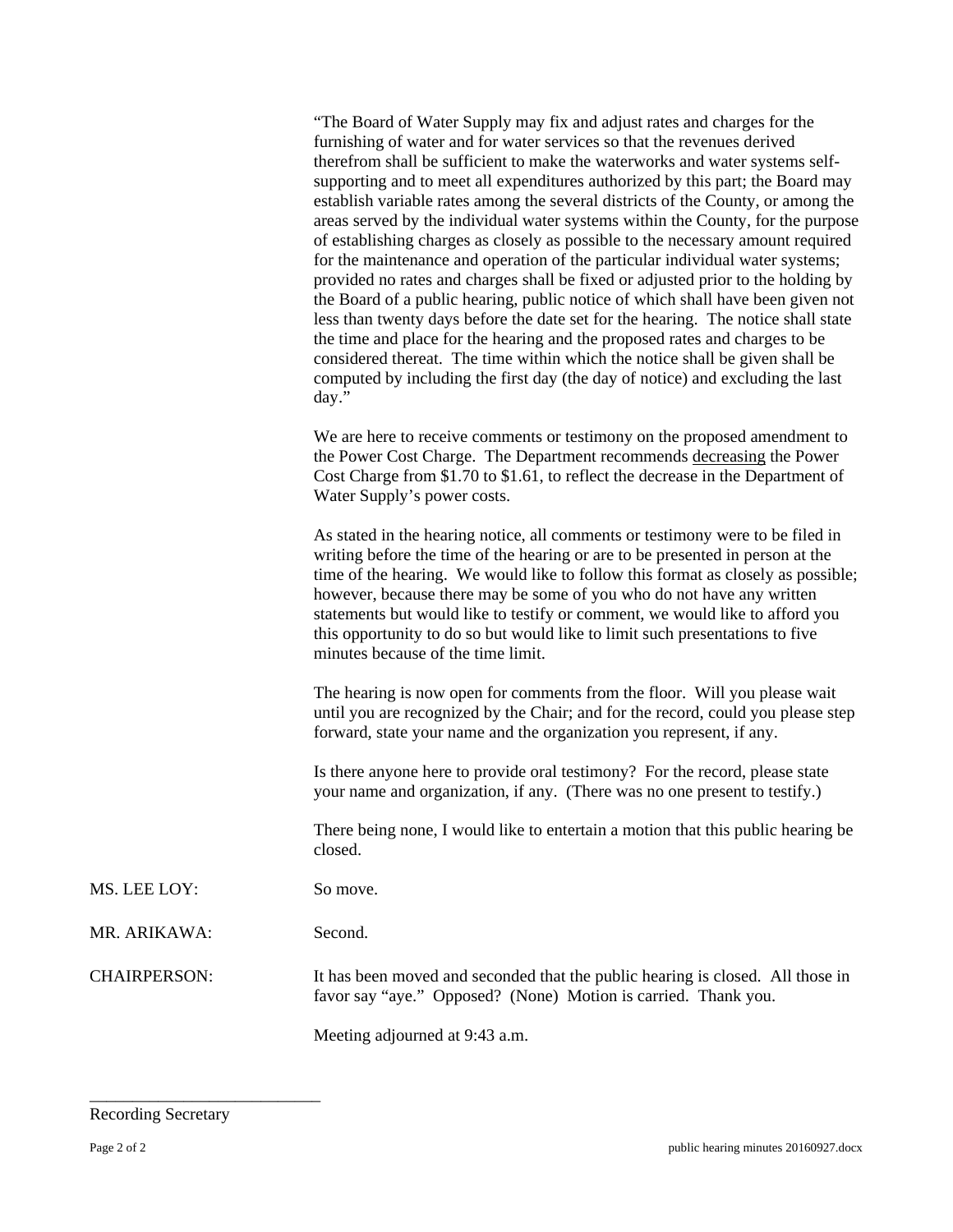"The Board of Water Supply may fix and adjust rates and charges for the furnishing of water and for water services so that the revenues derived therefrom shall be sufficient to make the waterworks and water systems self-supporting and to meet all expenditures authorized by this part; the Board may establish variable rates among the several districts of the County, or among the areas served by the individual water systems within the County, for the purpose of establishing charges as closely as possible to the necessary amount required for the maintenance and operation of the particular individual water systems; provided no rates and charges shall be fixed or adjusted prior to the holding by the Board of a public hearing, public notice of which shall have been given not less than twenty days before the date set for the hearing. The notice shall state the time and place for the hearing and the proposed rates and charges to be considered thereat. The time within which the notice shall be given shall be computed by including the first day (the day of notice) and excluding the last day."

We are here to receive comments or testimony on the proposed amendment to the Power Cost Charge. The Department recommends <u>decreasing</u> the Power Cost Charge from $1.70 to $1.61, to reflect the decrease in the Department of Water Supply's power costs.

As stated in the hearing notice, all comments or testimony were to be filed in writing before the time of the hearing or are to be presented in person at the time of the hearing. We would like to follow this format as closely as possible; however, because there may be some of you who do not have any written statements but would like to testify or comment, we would like to afford you this opportunity to do so but would like to limit such presentations to five minutes because of the time limit.

The hearing is now open for comments from the floor. Will you please wait until you are recognized by the Chair; and for the record, could you please step forward, state your name and the organization you represent, if any.

Is there anyone here to provide oral testimony? For the record, please state your name and organization, if any. (There was no one present to testify.)

There being none, I would like to entertain a motion that this public hearing be closed.

MS. LEE LOY: So move.

MR. ARIKAWA: Second.

CHAIRPERSON: It has been moved and seconded that the public hearing is closed. All those in favor say "aye." Opposed? (None) Motion is carried. Thank you.

Meeting adjourned at 9:43 a.m.

\_\_\_\_\_\_\_\_\_\_\_\_\_\_\_\_\_\_\_\_\_\_\_\_\_\_\_\_

Recording Secretary